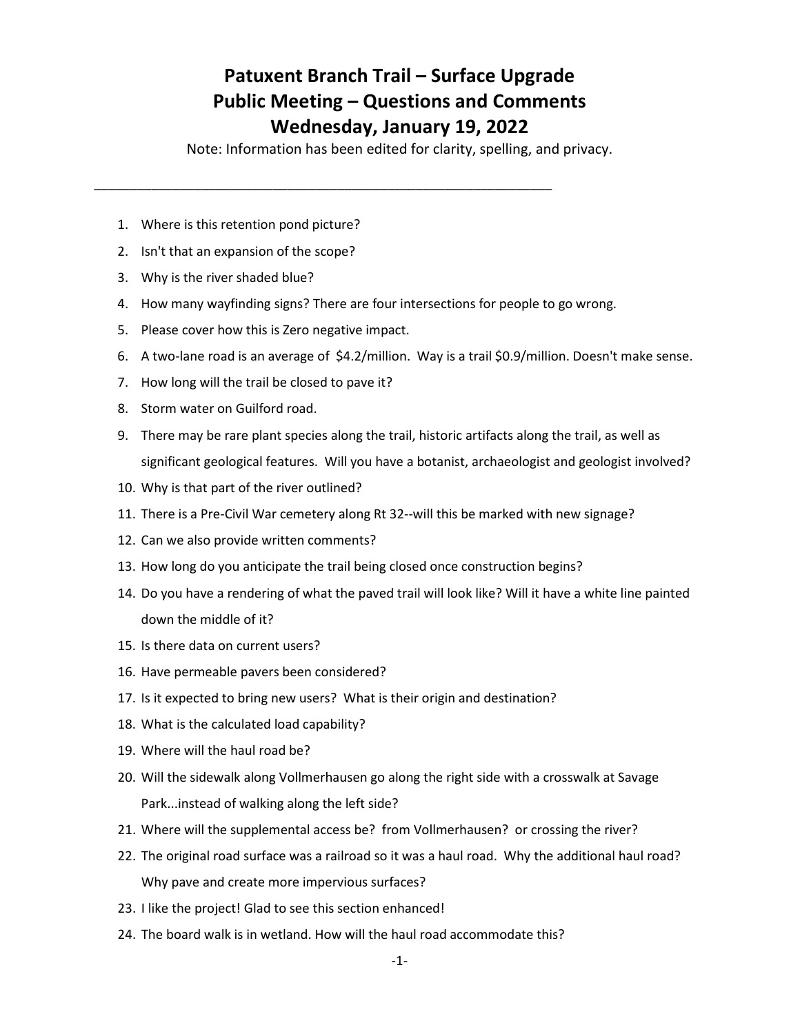# Patuxent Branch Trail – Surface Upgrade
# Public Meeting – Questions and Comments
# Wednesday, January 19, 2022

Note: Information has been edited for clarity, spelling, and privacy.

---

1. Where is this retention pond picture?
2. Isn't that an expansion of the scope?
3. Why is the river shaded blue?
4. How many wayfinding signs? There are four intersections for people to go wrong.
5. Please cover how this is Zero negative impact.
6. A two-lane road is an average of $4.2/million. Way is a trail $0.9/million. Doesn't make sense.
7. How long will the trail be closed to pave it?
8. Storm water on Guilford road.
9. There may be rare plant species along the trail, historic artifacts along the trail, as well as significant geological features. Will you have a botanist, archaeologist and geologist involved?
10. Why is that part of the river outlined?
11. There is a Pre-Civil War cemetery along Rt 32--will this be marked with new signage?
12. Can we also provide written comments?
13. How long do you anticipate the trail being closed once construction begins?
14. Do you have a rendering of what the paved trail will look like? Will it have a white line painted down the middle of it?
15. Is there data on current users?
16. Have permeable pavers been considered?
17. Is it expected to bring new users? What is their origin and destination?
18. What is the calculated load capability?
19. Where will the haul road be?
20. Will the sidewalk along Vollmerhausen go along the right side with a crosswalk at Savage Park...instead of walking along the left side?
21. Where will the supplemental access be? from Vollmerhausen? or crossing the river?
22. The original road surface was a railroad so it was a haul road. Why the additional haul road? Why pave and create more impervious surfaces?
23. I like the project! Glad to see this section enhanced!
24. The board walk is in wetland. How will the haul road accommodate this?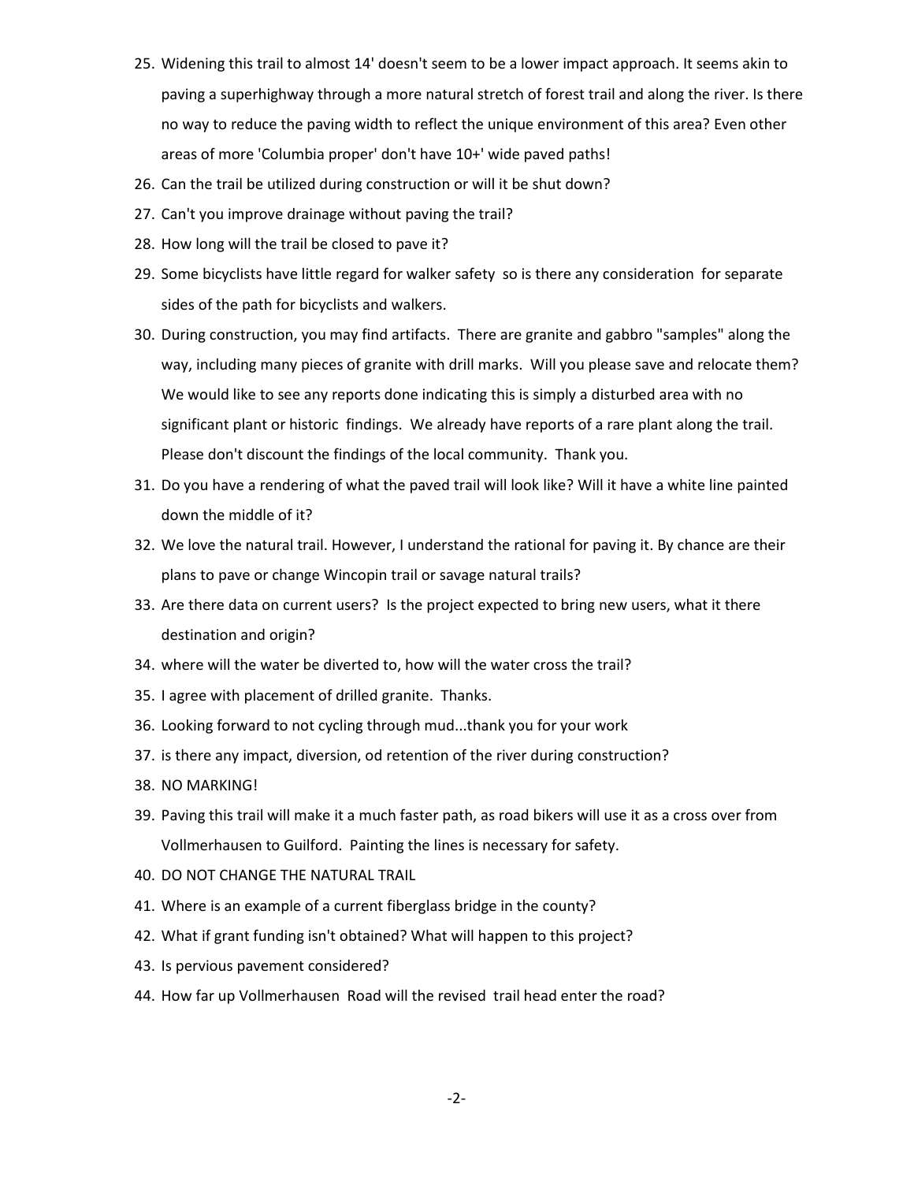25. Widening this trail to almost 14' doesn't seem to be a lower impact approach. It seems akin to paving a superhighway through a more natural stretch of forest trail and along the river. Is there no way to reduce the paving width to reflect the unique environment of this area? Even other areas of more 'Columbia proper' don't have 10+' wide paved paths!
26. Can the trail be utilized during construction or will it be shut down?
27. Can't you improve drainage without paving the trail?
28. How long will the trail be closed to pave it?
29. Some bicyclists have little regard for walker safety so is there any consideration for separate sides of the path for bicyclists and walkers.
30. During construction, you may find artifacts. There are granite and gabbro "samples" along the way, including many pieces of granite with drill marks. Will you please save and relocate them? We would like to see any reports done indicating this is simply a disturbed area with no significant plant or historic findings. We already have reports of a rare plant along the trail. Please don't discount the findings of the local community. Thank you.
31. Do you have a rendering of what the paved trail will look like? Will it have a white line painted down the middle of it?
32. We love the natural trail. However, I understand the rational for paving it. By chance are their plans to pave or change Wincopin trail or savage natural trails?
33. Are there data on current users? Is the project expected to bring new users, what it there destination and origin?
34. where will the water be diverted to, how will the water cross the trail?
35. I agree with placement of drilled granite. Thanks.
36. Looking forward to not cycling through mud...thank you for your work
37. is there any impact, diversion, od retention of the river during construction?
38. NO MARKING!
39. Paving this trail will make it a much faster path, as road bikers will use it as a cross over from Vollmerhausen to Guilford. Painting the lines is necessary for safety.
40. DO NOT CHANGE THE NATURAL TRAIL
41. Where is an example of a current fiberglass bridge in the county?
42. What if grant funding isn't obtained? What will happen to this project?
43. Is pervious pavement considered?
44. How far up Vollmerhausen Road will the revised trail head enter the road?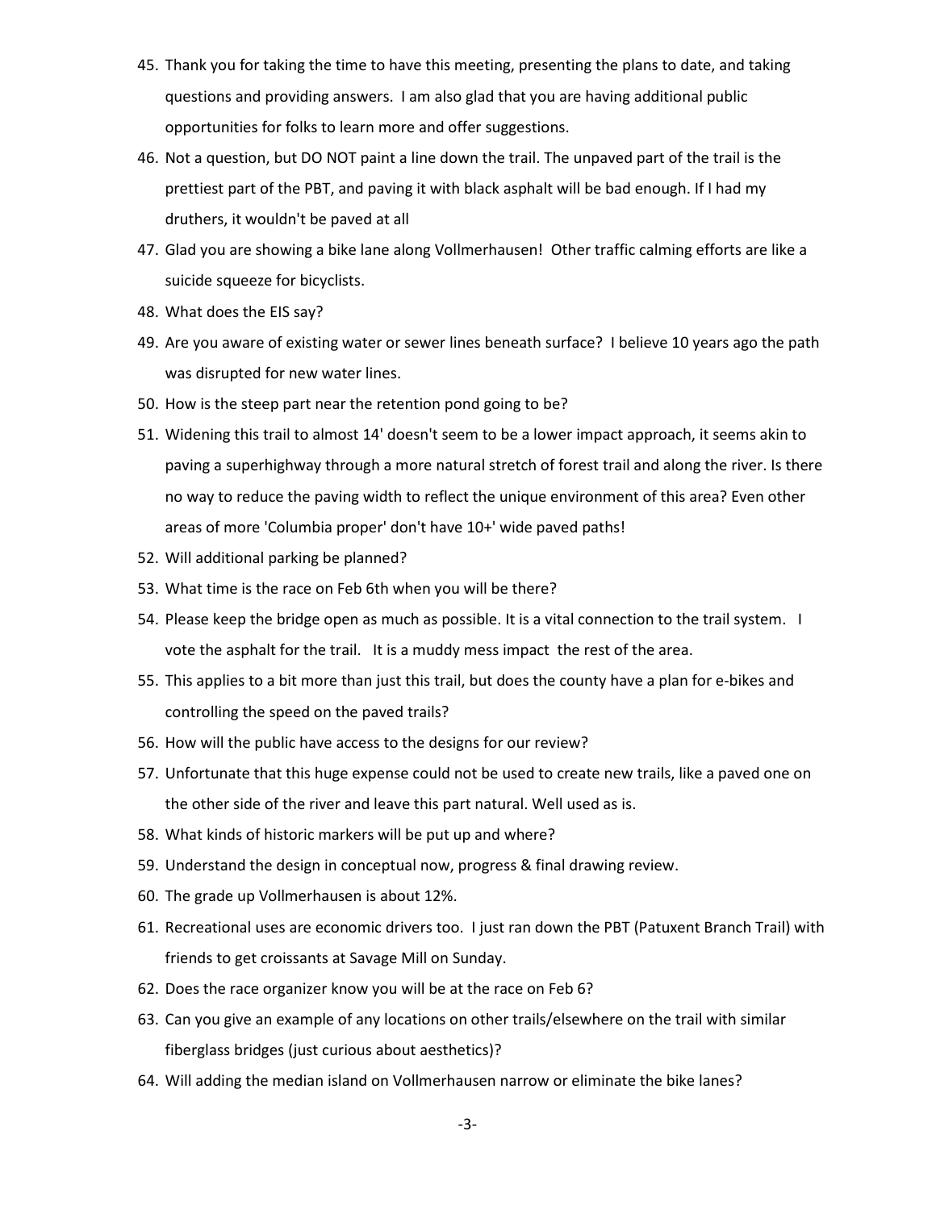45. Thank you for taking the time to have this meeting, presenting the plans to date, and taking questions and providing answers. I am also glad that you are having additional public opportunities for folks to learn more and offer suggestions.
46. Not a question, but DO NOT paint a line down the trail. The unpaved part of the trail is the prettiest part of the PBT, and paving it with black asphalt will be bad enough. If I had my druthers, it wouldn't be paved at all
47. Glad you are showing a bike lane along Vollmerhausen! Other traffic calming efforts are like a suicide squeeze for bicyclists.
48. What does the EIS say?
49. Are you aware of existing water or sewer lines beneath surface? I believe 10 years ago the path was disrupted for new water lines.
50. How is the steep part near the retention pond going to be?
51. Widening this trail to almost 14' doesn't seem to be a lower impact approach, it seems akin to paving a superhighway through a more natural stretch of forest trail and along the river. Is there no way to reduce the paving width to reflect the unique environment of this area? Even other areas of more 'Columbia proper' don't have 10+' wide paved paths!
52. Will additional parking be planned?
53. What time is the race on Feb 6th when you will be there?
54. Please keep the bridge open as much as possible. It is a vital connection to the trail system. I vote the asphalt for the trail. It is a muddy mess impact the rest of the area.
55. This applies to a bit more than just this trail, but does the county have a plan for e-bikes and controlling the speed on the paved trails?
56. How will the public have access to the designs for our review?
57. Unfortunate that this huge expense could not be used to create new trails, like a paved one on the other side of the river and leave this part natural. Well used as is.
58. What kinds of historic markers will be put up and where?
59. Understand the design in conceptual now, progress & final drawing review.
60. The grade up Vollmerhausen is about 12%.
61. Recreational uses are economic drivers too. I just ran down the PBT (Patuxent Branch Trail) with friends to get croissants at Savage Mill on Sunday.
62. Does the race organizer know you will be at the race on Feb 6?
63. Can you give an example of any locations on other trails/elsewhere on the trail with similar fiberglass bridges (just curious about aesthetics)?
64. Will adding the median island on Vollmerhausen narrow or eliminate the bike lanes?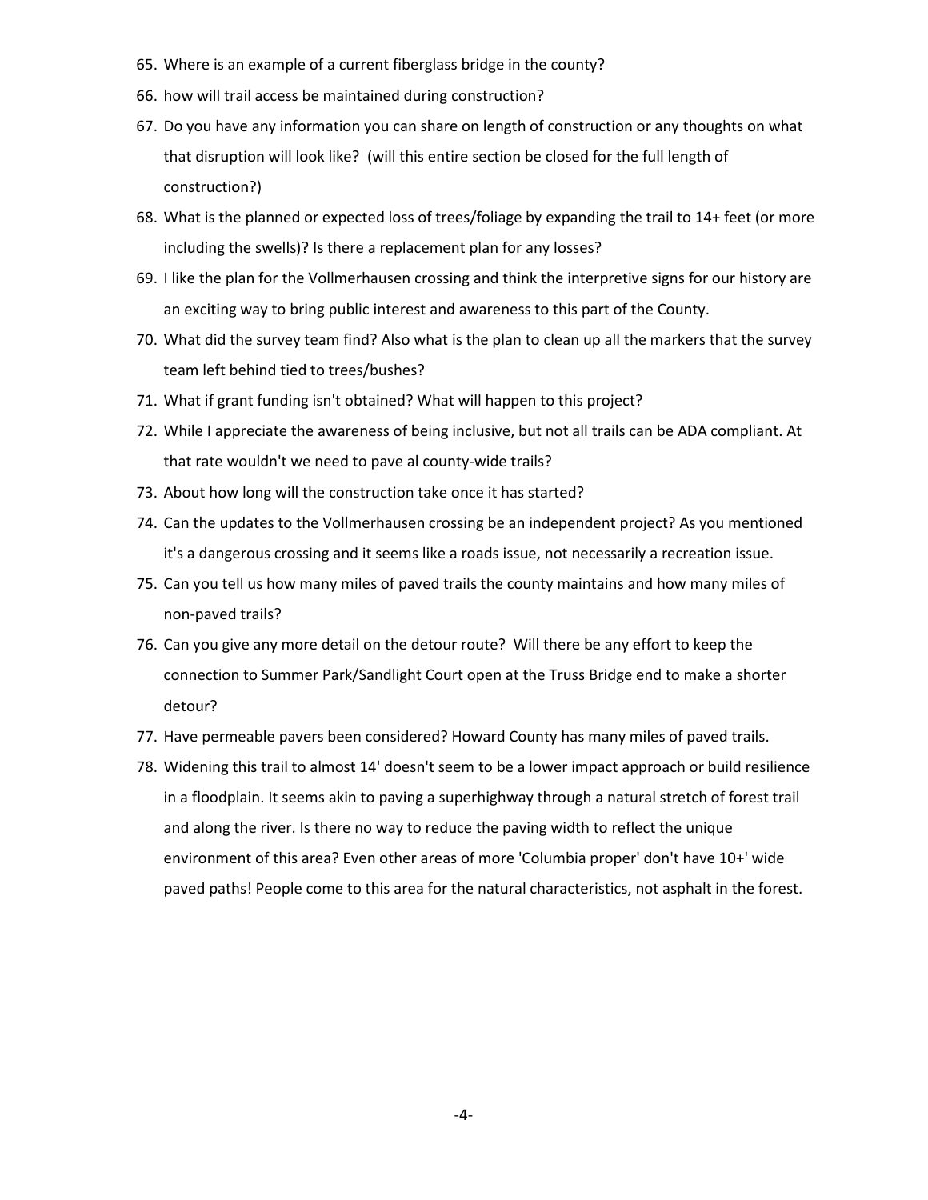65. Where is an example of a current fiberglass bridge in the county?
66. how will trail access be maintained during construction?
67. Do you have any information you can share on length of construction or any thoughts on what that disruption will look like? (will this entire section be closed for the full length of construction?)
68. What is the planned or expected loss of trees/foliage by expanding the trail to 14+ feet (or more including the swells)? Is there a replacement plan for any losses?
69. I like the plan for the Vollmerhausen crossing and think the interpretive signs for our history are an exciting way to bring public interest and awareness to this part of the County.
70. What did the survey team find? Also what is the plan to clean up all the markers that the survey team left behind tied to trees/bushes?
71. What if grant funding isn't obtained? What will happen to this project?
72. While I appreciate the awareness of being inclusive, but not all trails can be ADA compliant. At that rate wouldn't we need to pave al county-wide trails?
73. About how long will the construction take once it has started?
74. Can the updates to the Vollmerhausen crossing be an independent project? As you mentioned it's a dangerous crossing and it seems like a roads issue, not necessarily a recreation issue.
75. Can you tell us how many miles of paved trails the county maintains and how many miles of non-paved trails?
76. Can you give any more detail on the detour route? Will there be any effort to keep the connection to Summer Park/Sandlight Court open at the Truss Bridge end to make a shorter detour?
77. Have permeable pavers been considered? Howard County has many miles of paved trails.
78. Widening this trail to almost 14' doesn't seem to be a lower impact approach or build resilience in a floodplain. It seems akin to paving a superhighway through a natural stretch of forest trail and along the river. Is there no way to reduce the paving width to reflect the unique environment of this area? Even other areas of more 'Columbia proper' don't have 10+' wide paved paths! People come to this area for the natural characteristics, not asphalt in the forest.